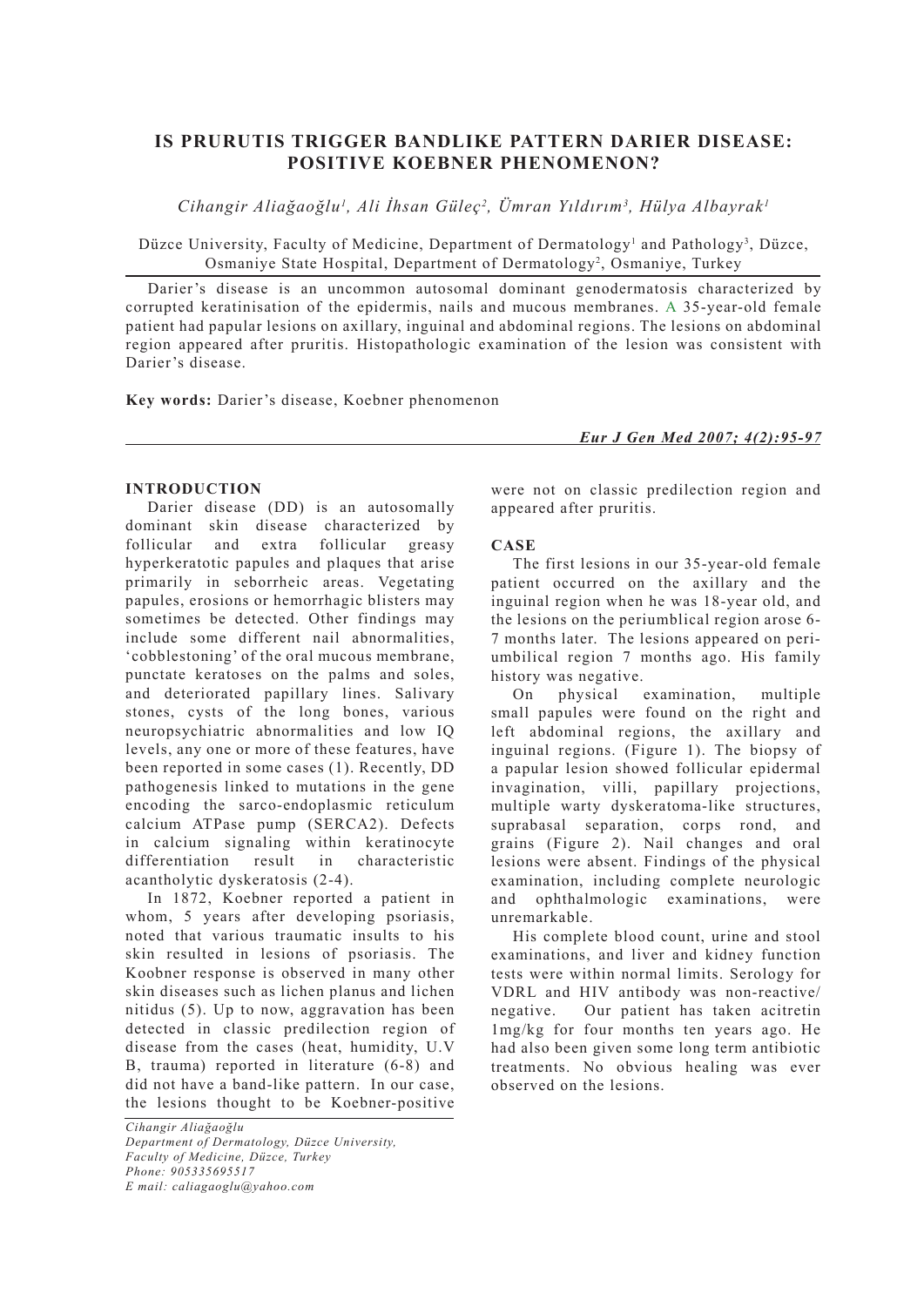# IS PRURUTIS TRIGGER BANDLIKE PATTERN DARIER DISEASE: POSITIVE KOEBNER PHENOMENON?

*Cihangir Aliağaoğlu[1], Ali İhsan Güleç[2], Ümran Yıldırım[3], Hülya Albayrak[1]*

Düzce University, Faculty of Medicine, Department of Dermatology[1] and Pathology[3], Düzce, Osmaniye State Hospital, Department of Dermatology[2], Osmaniye, Turkey

Darier's disease is an uncommon autosomal dominant genodermatosis characterized by corrupted keratinisation of the epidermis, nails and mucous membranes. A 35-year-old female patient had papular lesions on axillary, inguinal and abdominal regions. The lesions on abdominal region appeared after pruritis. Histopathologic examination of the lesion was consistent with Darier's disease.

**Key words:** Darier's disease, Koebner phenomenon

## INTRODUCTION

Darier disease (DD) is an autosomally dominant skin disease characterized by follicular and extra follicular greasy hyperkeratotic papules and plaques that arise primarily in seborrheic areas. Vegetating papules, erosions or hemorrhagic blisters may sometimes be detected. Other findings may include some different nail abnormalities, 'cobblestoning' of the oral mucous membrane, punctate keratoses on the palms and soles, and deteriorated papillary lines. Salivary stones, cysts of the long bones, various neuropsychiatric abnormalities and low IQ levels, any one or more of these features, have been reported in some cases (1). Recently, DD pathogenesis linked to mutations in the gene encoding the sarco-endoplasmic reticulum calcium ATPase pump (SERCA2). Defects in calcium signaling within keratinocyte differentiation result in characteristic acantholytic dyskeratosis (2-4).

In 1872, Koebner reported a patient in whom, 5 years after developing psoriasis, noted that various traumatic insults to his skin resulted in lesions of psoriasis. The Koobner response is observed in many other skin diseases such as lichen planus and lichen nitidus (5). Up to now, aggravation has been detected in classic predilection region of disease from the cases (heat, humidity, U.V B, trauma) reported in literature (6-8) and did not have a band-like pattern. In our case, the lesions thought to be Koebner-positive were not on classic predilection region and appeared after pruritis.

## CASE

The first lesions in our 35-year-old female patient occurred on the axillary and the inguinal region when he was 18-year old, and the lesions on the periumblical region arose 6-7 months later. The lesions appeared on peri-umbilical region 7 months ago. His family history was negative.

On physical examination, multiple small papules were found on the right and left abdominal regions, the axillary and inguinal regions. (Figure 1). The biopsy of a papular lesion showed follicular epidermal invagination, villi, papillary projections, multiple warty dyskeratoma-like structures, suprabasal separation, corps rond, and grains (Figure 2). Nail changes and oral lesions were absent. Findings of the physical examination, including complete neurologic and ophthalmologic examinations, were unremarkable.

His complete blood count, urine and stool examinations, and liver and kidney function tests were within normal limits. Serology for VDRL and HIV antibody was non-reactive/negative. Our patient has taken acitretin 1mg/kg for four months ten years ago. He had also been given some long term antibiotic treatments. No obvious healing was ever observed on the lesions.

*Cihangir Aliağaoğlu*
*Department of Dermatology, Düzce University,*
*Faculty of Medicine, Düzce, Turkey*
*Phone: 905335695517*
*E mail: caliagaoglu@yahoo.com*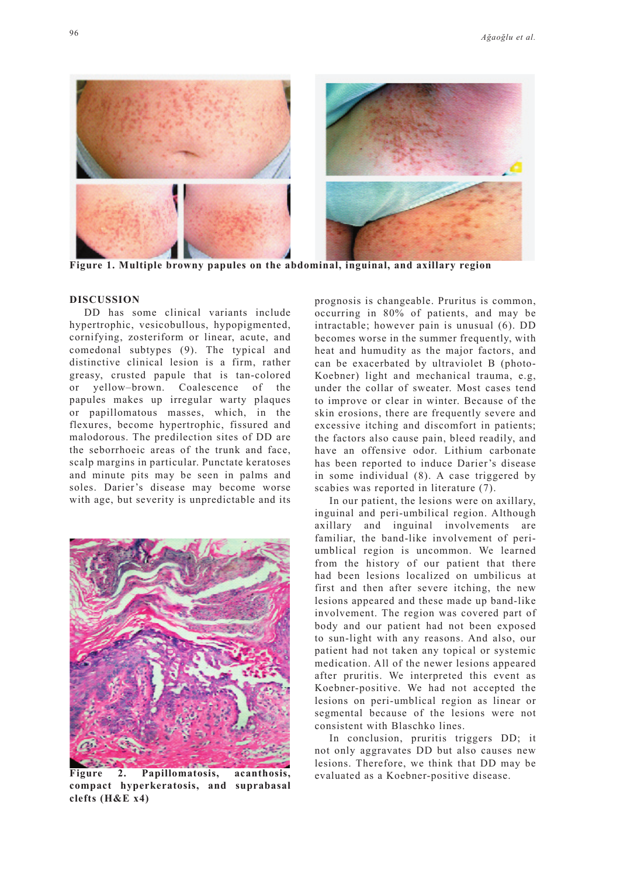**Figure 1. Multiple browny papules on the abdominal, inguinal, and axillary region**

## DISCUSSION

DD has some clinical variants include hypertrophic, vesicobullous, hypopigmented, cornifying, zosteriform or linear, acute, and comedonal subtypes (9). The typical and distinctive clinical lesion is a firm, rather greasy, crusted papule that is tan-colored or yellow–brown. Coalescence of the papules makes up irregular warty plaques or papillomatous masses, which, in the flexures, become hypertrophic, fissured and malodorous. The predilection sites of DD are the seborrhoeic areas of the trunk and face, scalp margins in particular. Punctate keratoses and minute pits may be seen in palms and soles. Darier's disease may become worse with age, but severity is unpredictable and its prognosis is changeable. Pruritus is common, occurring in 80% of patients, and may be intractable; however pain is unusual (6). DD becomes worse in the summer frequently, with heat and humudity as the major factors, and can be exacerbated by ultraviolet B (photo-Koebner) light and mechanical trauma, e.g, under the collar of sweater. Most cases tend to improve or clear in winter. Because of the skin erosions, there are frequently severe and excessive itching and discomfort in patients; the factors also cause pain, bleed readily, and have an offensive odor. Lithium carbonate has been reported to induce Darier's disease in some individual (8). A case triggered by scabies was reported in literature (7).

**Figure 2. Papillomatosis, acanthosis, compact hyperkeratosis, and suprabasal clefts (H&E x4)**

In our patient, the lesions were on axillary, inguinal and peri-umbilical region. Although axillary and inguinal involvements are familiar, the band-like involvement of peri-umblical region is uncommon. We learned from the history of our patient that there had been lesions localized on umbilicus at first and then after severe itching, the new lesions appeared and these made up band-like involvement. The region was covered part of body and our patient had not been exposed to sun-light with any reasons. And also, our patient had not taken any topical or systemic medication. All of the newer lesions appeared after pruritis. We interpreted this event as Koebner-positive. We had not accepted the lesions on peri-umblical region as linear or segmental because of the lesions were not consistent with Blaschko lines.

In conclusion, pruritis triggers DD; it not only aggravates DD but also causes new lesions. Therefore, we think that DD may be evaluated as a Koebner-positive disease.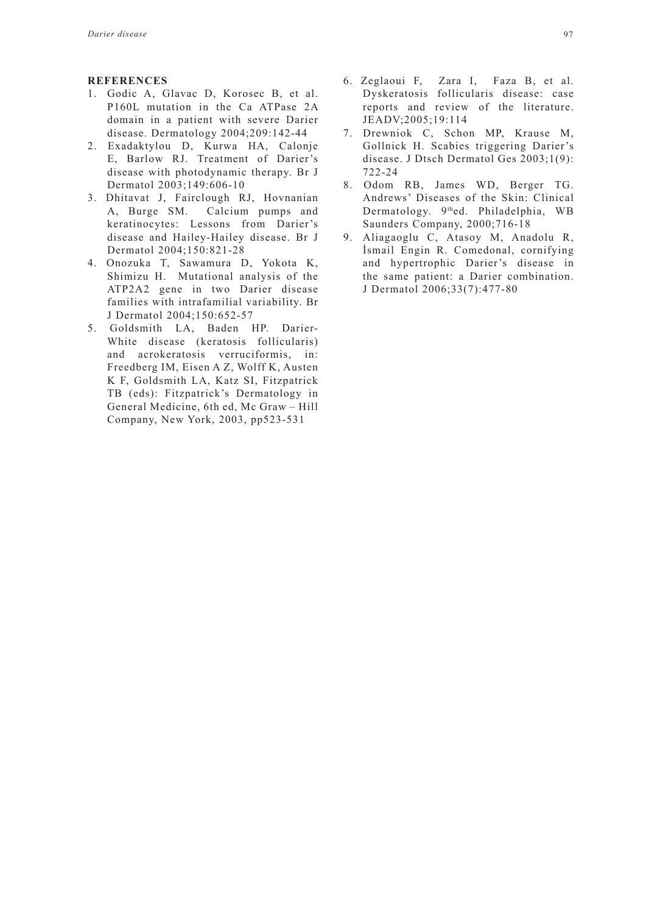**REFERENCES**

1. Godic A, Glavac D, Korosec B, et al. P160L mutation in the Ca ATPase 2A domain in a patient with severe Darier disease. Dermatology 2004;209:142-44
2. Exadaktylou D, Kurwa HA, Calonje E, Barlow RJ. Treatment of Darier's disease with photodynamic therapy. Br J Dermatol 2003;149:606-10
3. Dhitavat J, Fairclough RJ, Hovnanian A, Burge SM. Calcium pumps and keratinocytes: Lessons from Darier's disease and Hailey-Hailey disease. Br J Dermatol 2004;150:821-28
4. Onozuka T, Sawamura D, Yokota K, Shimizu H. Mutational analysis of the ATP2A2 gene in two Darier disease families with intrafamilial variability. Br J Dermatol 2004;150:652-57
5. Goldsmith LA, Baden HP. Darier-White disease (keratosis follicularis) and acrokeratosis verruciformis, in: Freedberg IM, Eisen A Z, Wolff K, Austen K F, Goldsmith LA, Katz SI, Fitzpatrick TB (eds): Fitzpatrick's Dermatology in General Medicine, 6th ed, Mc Graw – Hill Company, New York, 2003, pp523-531
6. Zeglaoui F, Zara I, Faza B, et al. Dyskeratosis follicularis disease: case reports and review of the literature. JEADV;2005;19:114
7. Drewniok C, Schon MP, Krause M, Gollnick H. Scabies triggering Darier's disease. J Dtsch Dermatol Ges 2003;1(9): 722-24
8. Odom RB, James WD, Berger TG. Andrews' Diseases of the Skin: Clinical Dermatology. 9th ed. Philadelphia, WB Saunders Company, 2000;716-18
9. Aliagaoglu C, Atasoy M, Anadolu R, İsmail Engin R. Comedonal, cornifying and hypertrophic Darier's disease in the same patient: a Darier combination. J Dermatol 2006;33(7):477-80